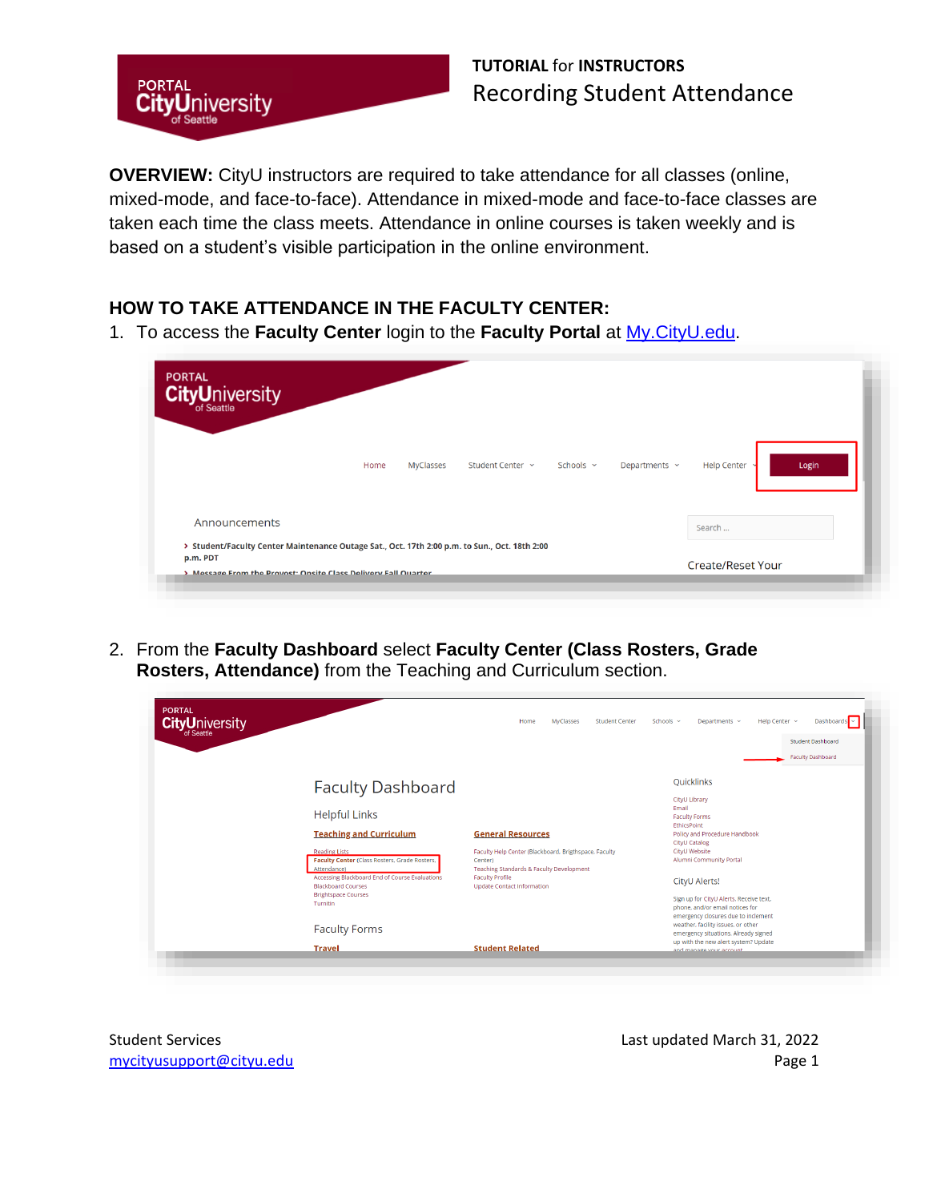# TUTORIAL for INSTRUCTORS
## Recording Student Attendance

**OVERVIEW:** CityU instructors are required to take attendance for all classes (online, mixed-mode, and face-to-face). Attendance in mixed-mode and face-to-face classes are taken each time the class meets. Attendance in online courses is taken weekly and is based on a student's visible participation in the online environment.

## HOW TO TAKE ATTENDANCE IN THE FACULTY CENTER:

1. To access the **Faculty Center** login to the **Faculty Portal** at [My.CityU.edu](My.CityU.edu).

2. From the **Faculty Dashboard** select **Faculty Center (Class Rosters, Grade Rosters, Attendance)** from the Teaching and Curriculum section.

Student Services
mycityusupport@cityu.edu

Last updated March 31, 2022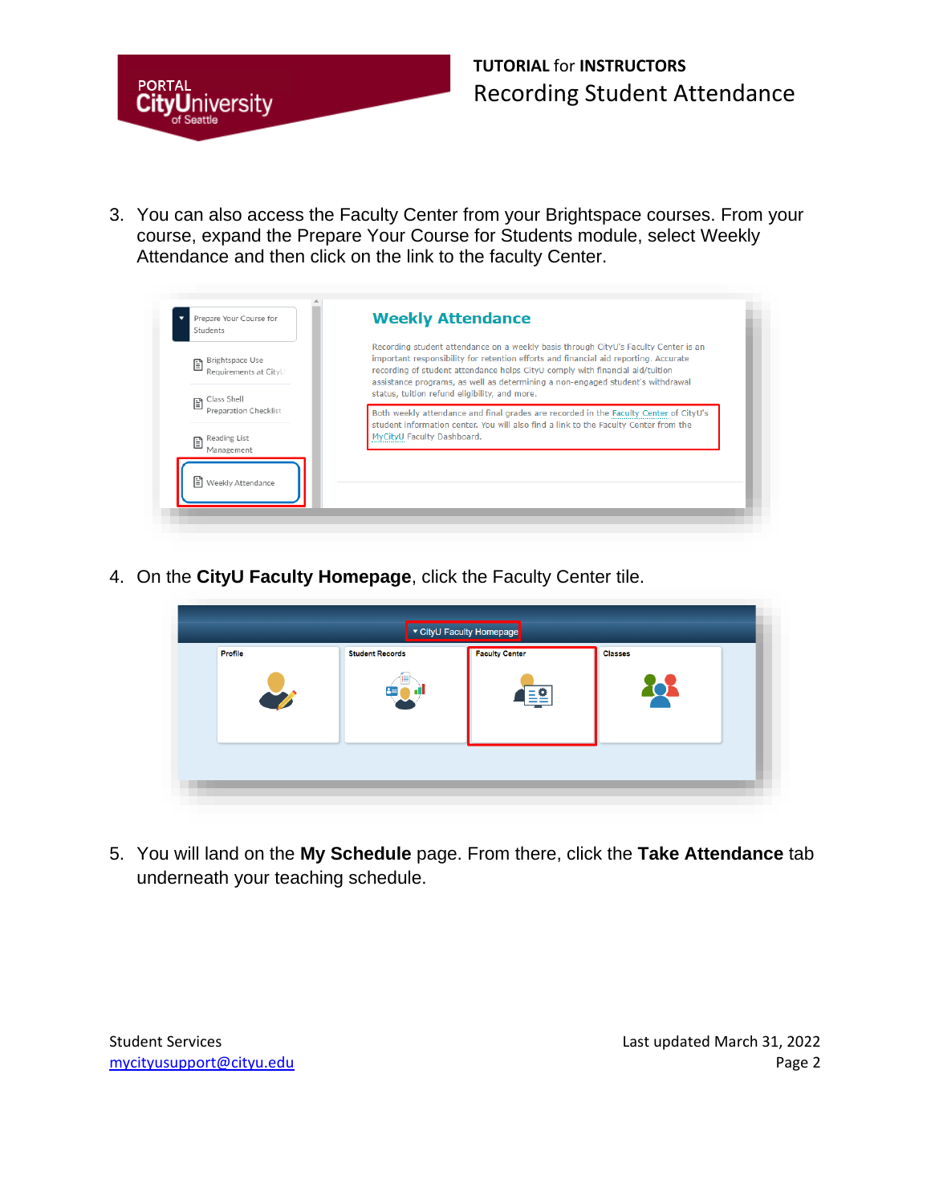3. You can also access the Faculty Center from your Brightspace courses. From your course, expand the Prepare Your Course for Students module, select Weekly Attendance and then click on the link to the faculty Center.

4. On the **CityU Faculty Homepage**, click the Faculty Center tile.

5. You will land on the **My Schedule** page. From there, click the **Take Attendance** tab underneath your teaching schedule.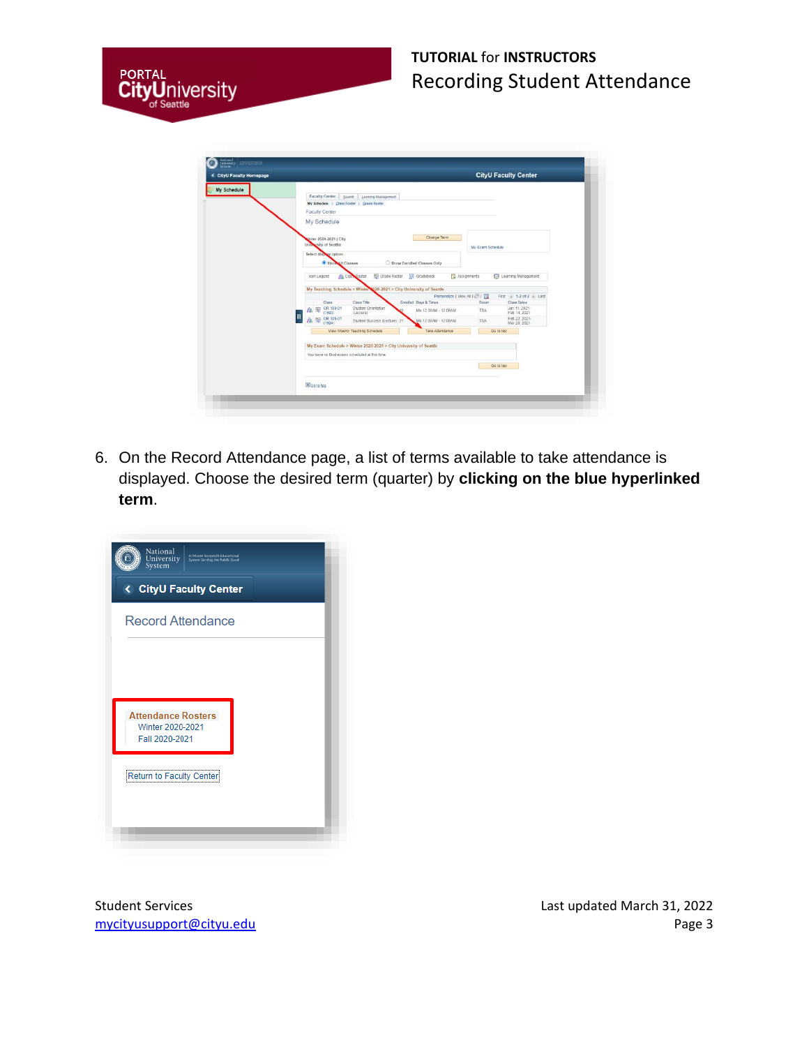6. On the Record Attendance page, a list of terms available to take attendance is displayed. Choose the desired term (quarter) by **clicking on the blue hyperlinked term**.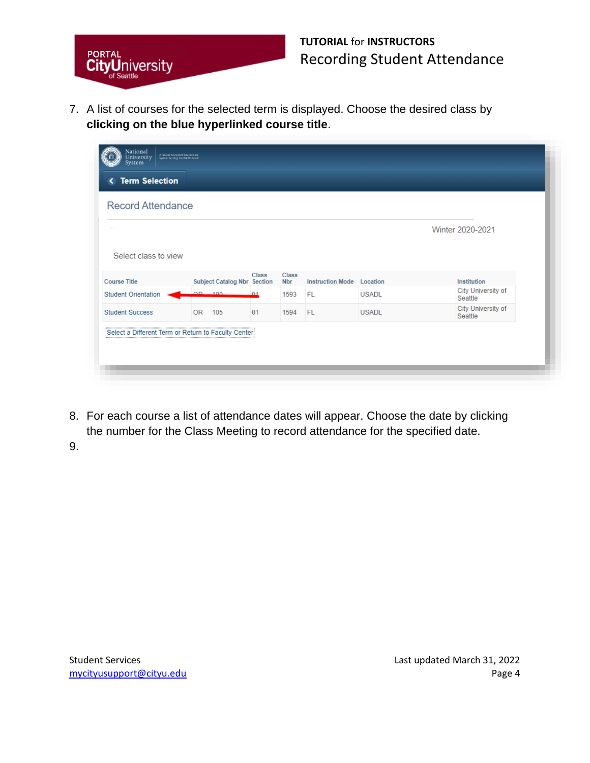7. A list of courses for the selected term is displayed. Choose the desired class by **clicking on the blue hyperlinked course title**.

Term Selection

Record Attendance

Winter 2020-2021

Select class to view

| Course Title | Subject Catalog Nbr | Class Section | Class Nbr | Instruction Mode | Location | Institution |
|---|---|---|---|---|---|---|
| Student Orientation | OR 100 | 01 | 1593 | FL | USADL | City University of Seattle |
| Student Success | OR 105 | 01 | 1594 | FL | USADL | City University of Seattle |

Select a Different Term or Return to Faculty Center

8. For each course a list of attendance dates will appear. Choose the date by clicking the number for the Class Meeting to record attendance for the specified date.
9.

Student Services
mycityusupport@cityu.edu

Last updated March 31, 2022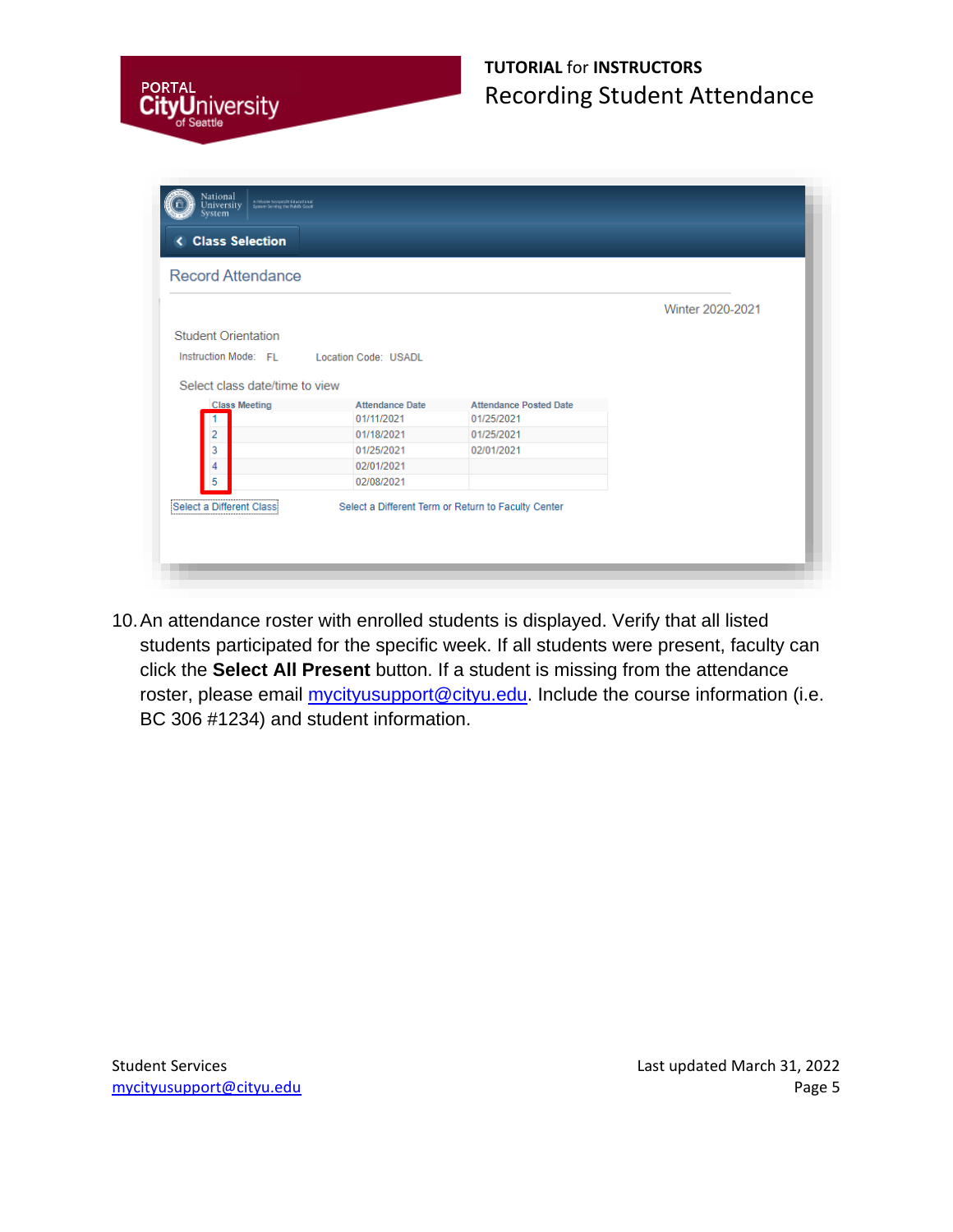Record Attendance

Winter 2020-2021

Student Orientation

Instruction Mode: FL Location Code: USADL

Select class date/time to view

| Class Meeting | Attendance Date | Attendance Posted Date |
|---|---|---|
| 1 | 01/11/2021 | 01/25/2021 |
| 2 | 01/18/2021 | 01/25/2021 |
| 3 | 01/25/2021 | 02/01/2021 |
| 4 | 02/01/2021 | |
| 5 | 02/08/2021 | |

Select a Different Class

Select a Different Term or Return to Faculty Center

10. An attendance roster with enrolled students is displayed. Verify that all listed students participated for the specific week. If all students were present, faculty can click the **Select All Present** button. If a student is missing from the attendance roster, please email mycityusupport@cityu.edu. Include the course information (i.e. BC 306 #1234) and student information.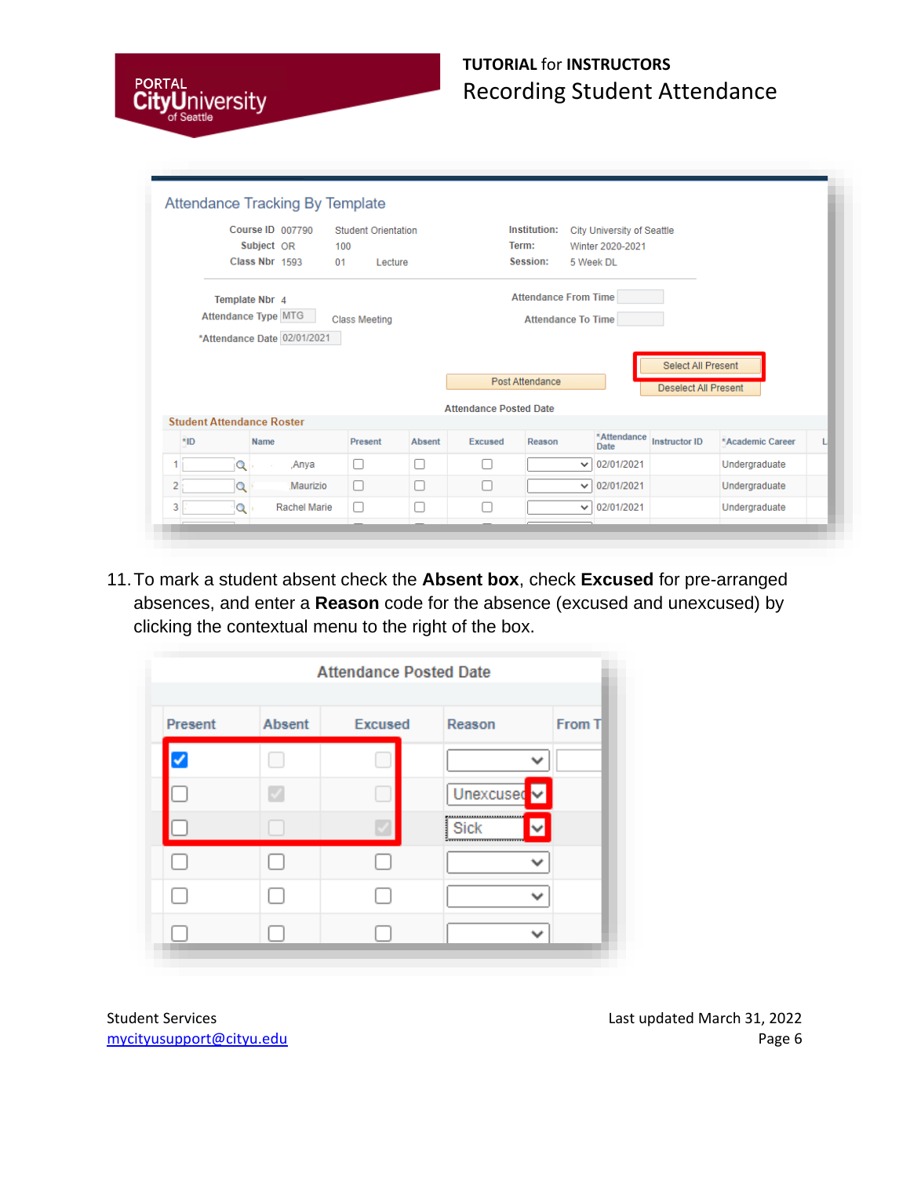11. To mark a student absent check the **Absent box**, check **Excused** for pre-arranged absences, and enter a **Reason** code for the absence (excused and unexcused) by clicking the contextual menu to the right of the box.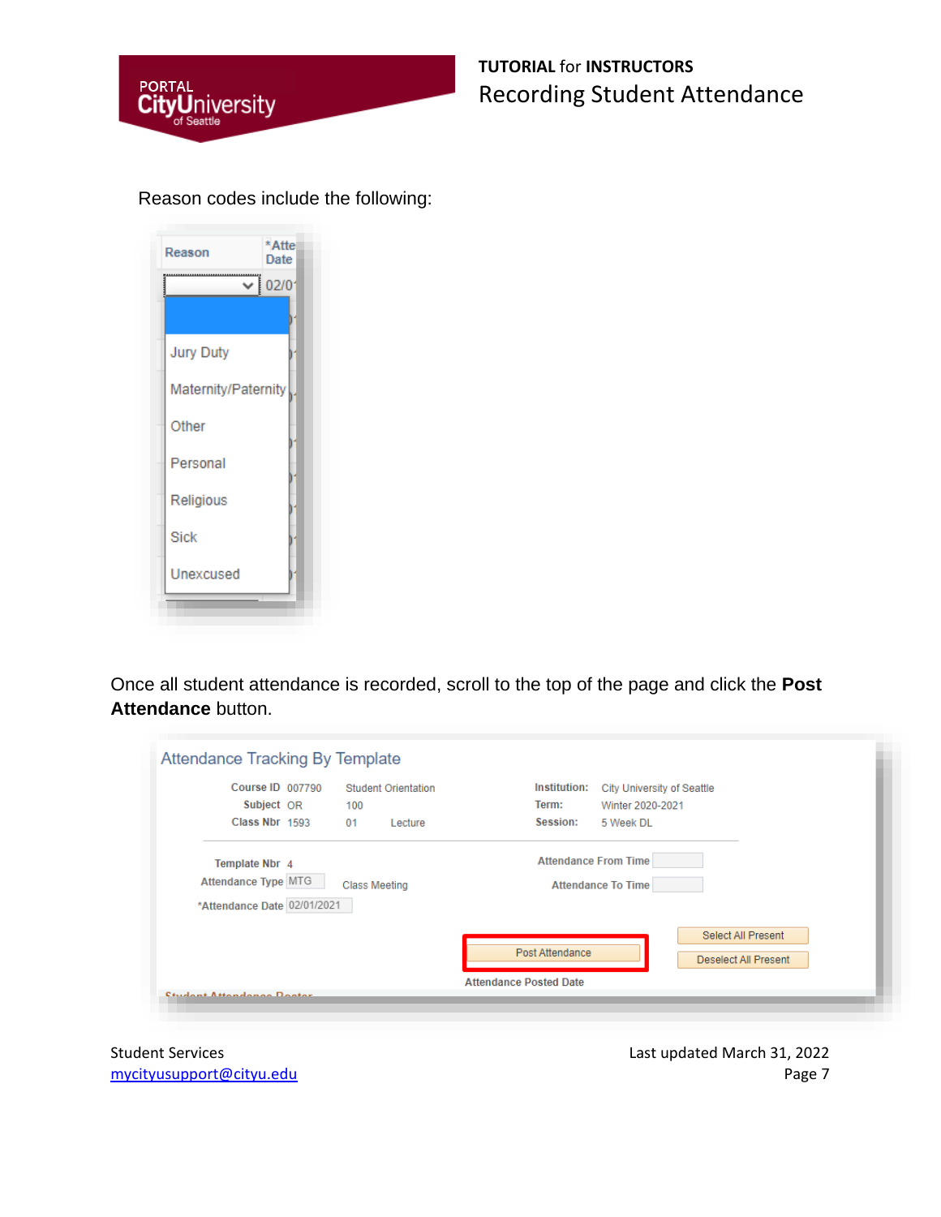Reason codes include the following:

- Jury Duty
- Maternity/Paternity
- Other
- Personal
- Religious
- Sick
- Unexcused

Once all student attendance is recorded, scroll to the top of the page and click the **Post Attendance** button.

Attendance Tracking By Template

| | | | | |
|---|---|---|---|---|
| Course ID | 007790 | Student Orientation | Institution: | City University of Seattle |
| Subject | OR | 100 | Term: | Winter 2020-2021 |
| Class Nbr | 1593 | 01 Lecture | Session: | 5 Week DL |

| | | | | |
|---|---|---|---|---|
| Template Nbr | 4 | | Attendance From Time | |
| Attendance Type | MTG | Class Meeting | Attendance To Time | |
| *Attendance Date | 02/01/2021 | | | |

Post Attendance | Select All Present | Deselect All Present

Attendance Posted Date

Student Services
mycityusupport@cityu.edu

Last updated March 31, 2022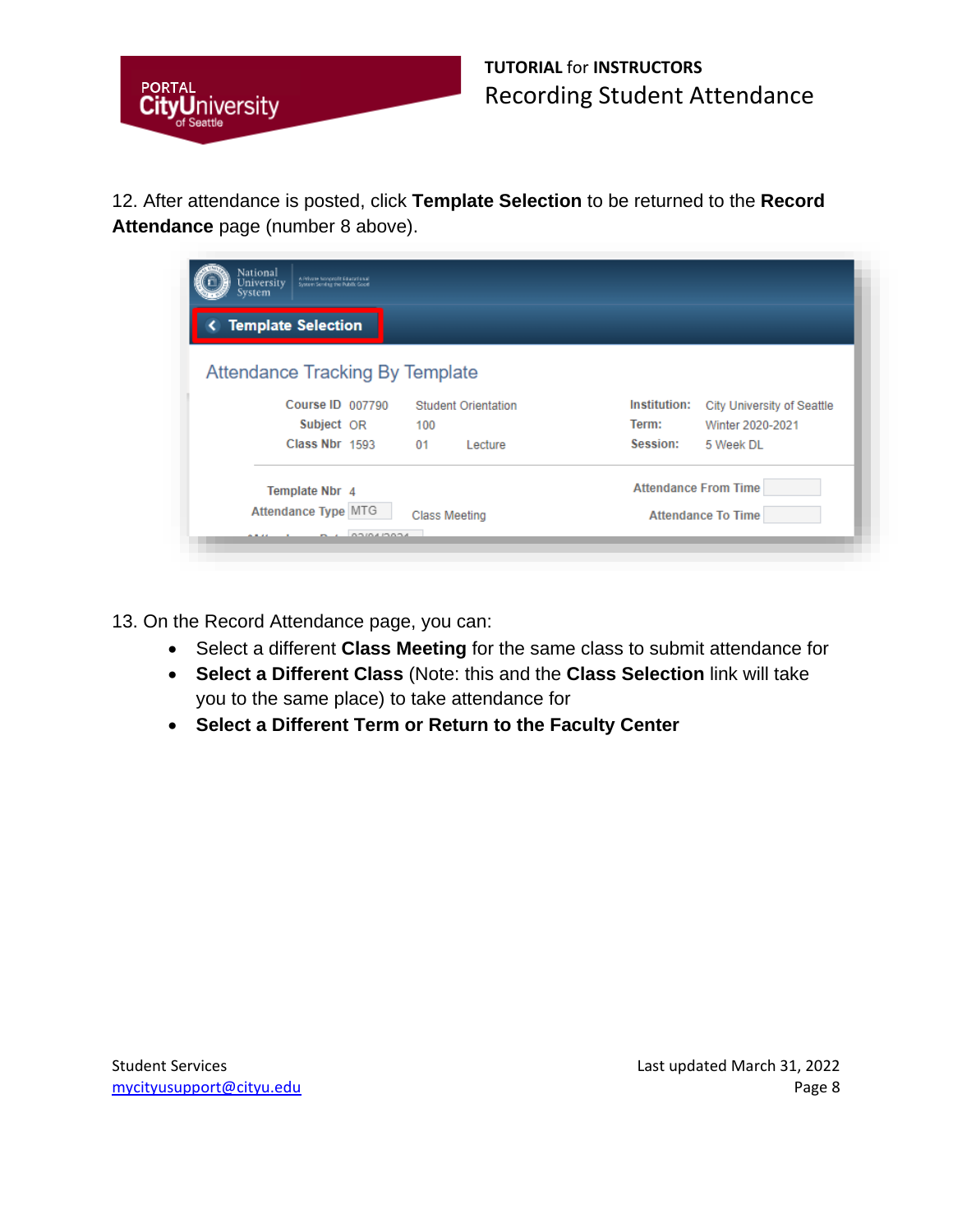12. After attendance is posted, click **Template Selection** to be returned to the **Record Attendance** page (number 8 above).

13. On the Record Attendance page, you can:

- Select a different **Class Meeting** for the same class to submit attendance for
- **Select a Different Class** (Note: this and the **Class Selection** link will take you to the same place) to take attendance for
- **Select a Different Term or Return to the Faculty Center**

Student Services
mycityusupport@cityu.edu

Last updated March 31, 2022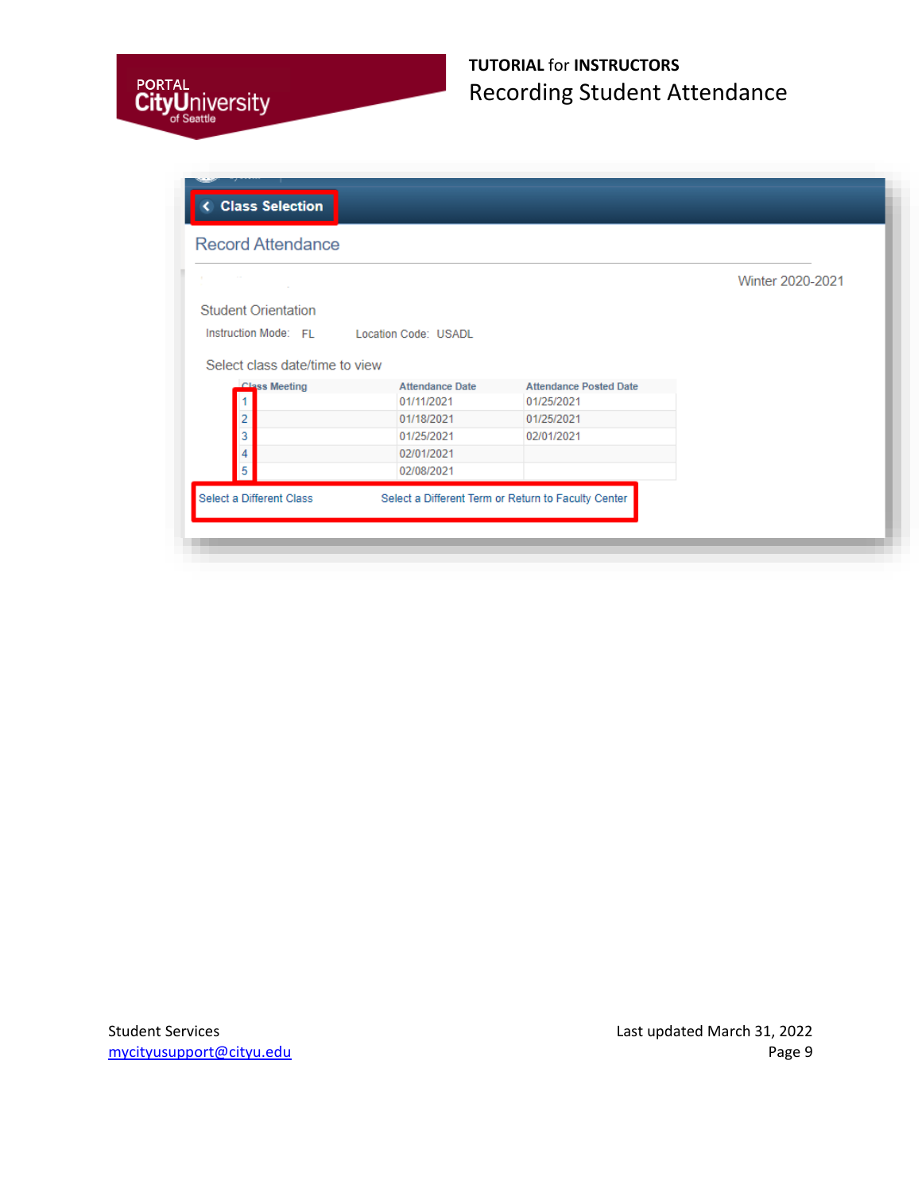Class Selection

Record Attendance

Winter 2020-2021

Student Orientation

Instruction Mode: FL    Location Code: USADL

Select class date/time to view

| Class Meeting | Attendance Date | Attendance Posted Date |
| --- | --- | --- |
| 1 | 01/11/2021 | 01/25/2021 |
| 2 | 01/18/2021 | 01/25/2021 |
| 3 | 01/25/2021 | 02/01/2021 |
| 4 | 02/01/2021 | |
| 5 | 02/08/2021 | |

Select a Different Class    Select a Different Term or Return to Faculty Center